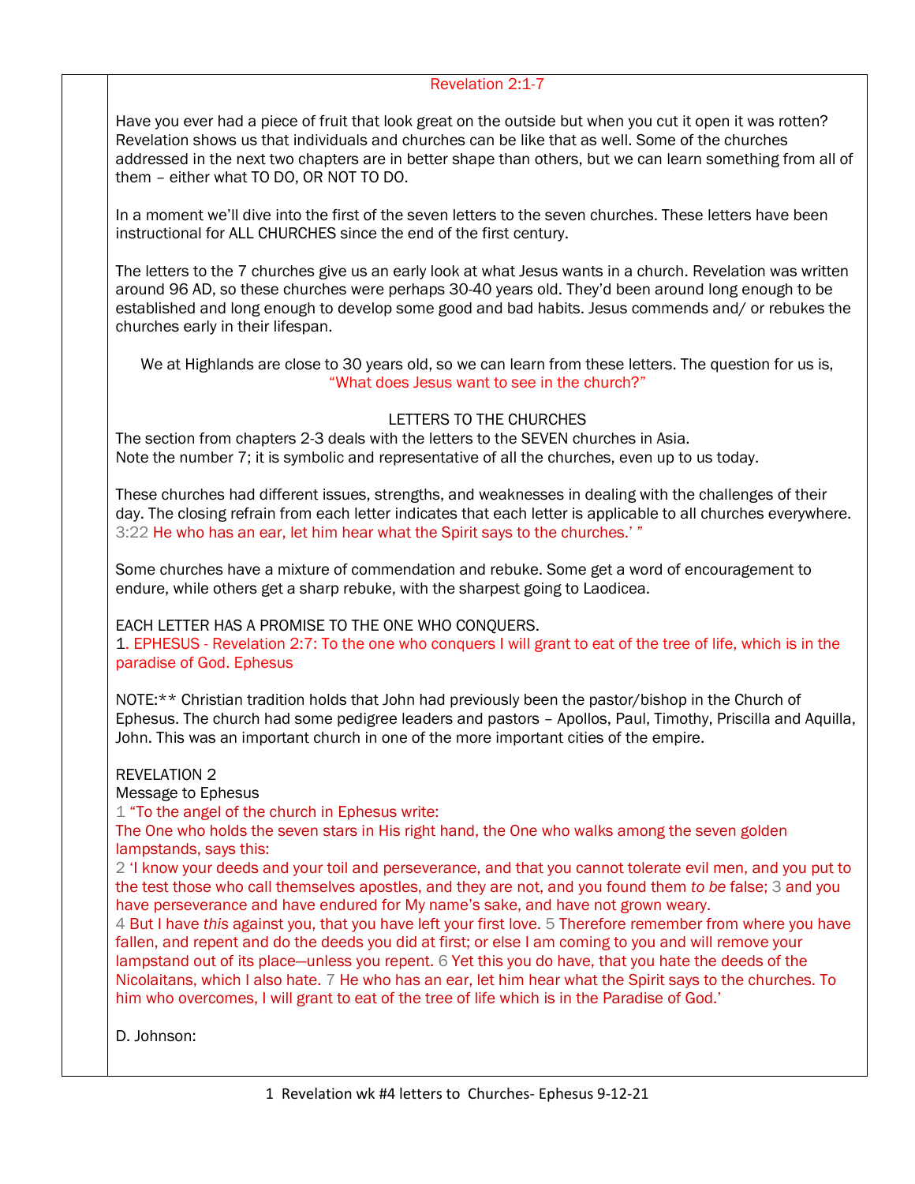## Revelation 2:1-7

Have you ever had a piece of fruit that look great on the outside but when you cut it open it was rotten? Revelation shows us that individuals and churches can be like that as well. Some of the churches addressed in the next two chapters are in better shape than others, but we can learn something from all of them – either what TO DO, OR NOT TO DO.

In a moment we'll dive into the first of the seven letters to the seven churches. These letters have been instructional for ALL CHURCHES since the end of the first century.

The letters to the 7 churches give us an early look at what Jesus wants in a church. Revelation was written around 96 AD, so these churches were perhaps 30-40 years old. They'd been around long enough to be established and long enough to develop some good and bad habits. Jesus commends and/ or rebukes the churches early in their lifespan.

We at Highlands are close to 30 years old, so we can learn from these letters. The question for us is, "What does Jesus want to see in the church?"

### LETTERS TO THE CHURCHES

The section from chapters 2-3 deals with the letters to the SEVEN churches in Asia.
Note the number 7; it is symbolic and representative of all the churches, even up to us today.

These churches had different issues, strengths, and weaknesses in dealing with the challenges of their day. The closing refrain from each letter indicates that each letter is applicable to all churches everywhere.
3:22 He who has an ear, let him hear what the Spirit says to the churches.' "

Some churches have a mixture of commendation and rebuke. Some get a word of encouragement to endure, while others get a sharp rebuke, with the sharpest going to Laodicea.

EACH LETTER HAS A PROMISE TO THE ONE WHO CONQUERS.
1. EPHESUS - Revelation 2:7: To the one who conquers I will grant to eat of the tree of life, which is in the paradise of God. Ephesus

NOTE:** Christian tradition holds that John had previously been the pastor/bishop in the Church of Ephesus. The church had some pedigree leaders and pastors – Apollos, Paul, Timothy, Priscilla and Aquilla, John. This was an important church in one of the more important cities of the empire.

REVELATION 2
Message to Ephesus
1 "To the angel of the church in Ephesus write:
The One who holds the seven stars in His right hand, the One who walks among the seven golden lampstands, says this:
2 'I know your deeds and your toil and perseverance, and that you cannot tolerate evil men, and you put to the test those who call themselves apostles, and they are not, and you found them *to be* false; 3 and you have perseverance and have endured for My name's sake, and have not grown weary.
4 But I have *this* against you, that you have left your first love. 5 Therefore remember from where you have fallen, and repent and do the deeds you did at first; or else I am coming to you and will remove your lampstand out of its place—unless you repent. 6 Yet this you do have, that you hate the deeds of the Nicolaitans, which I also hate. 7 He who has an ear, let him hear what the Spirit says to the churches. To him who overcomes, I will grant to eat of the tree of life which is in the Paradise of God.'

D. Johnson: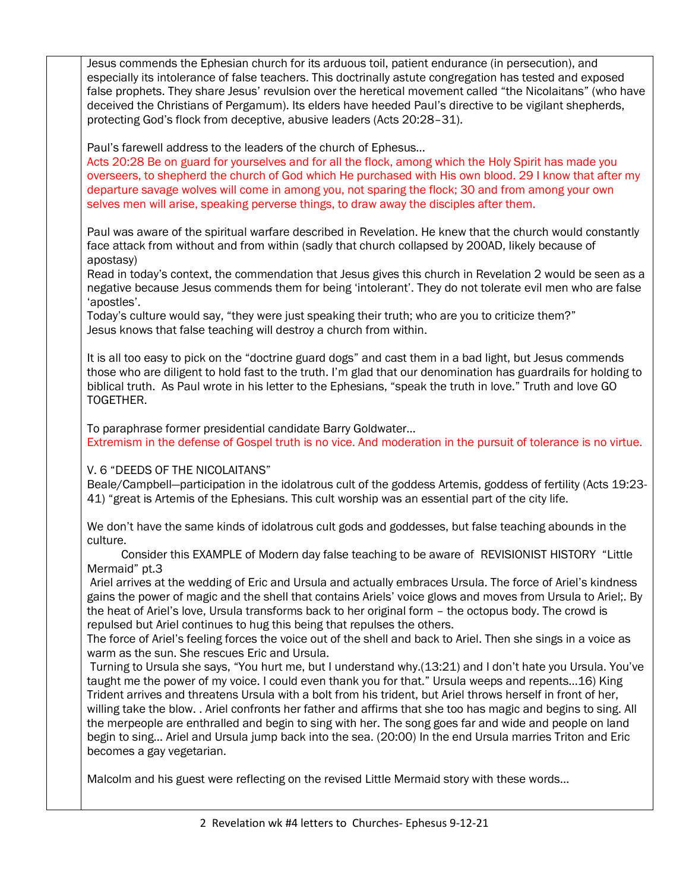Jesus commends the Ephesian church for its arduous toil, patient endurance (in persecution), and especially its intolerance of false teachers. This doctrinally astute congregation has tested and exposed false prophets. They share Jesus' revulsion over the heretical movement called "the Nicolaitans" (who have deceived the Christians of Pergamum). Its elders have heeded Paul's directive to be vigilant shepherds, protecting God's flock from deceptive, abusive leaders (Acts 20:28–31).

Paul's farewell address to the leaders of the church of Ephesus…
Acts 20:28 Be on guard for yourselves and for all the flock, among which the Holy Spirit has made you overseers, to shepherd the church of God which He purchased with His own blood. 29 I know that after my departure savage wolves will come in among you, not sparing the flock; 30 and from among your own selves men will arise, speaking perverse things, to draw away the disciples after them.

Paul was aware of the spiritual warfare described in Revelation. He knew that the church would constantly face attack from without and from within (sadly that church collapsed by 200AD, likely because of apostasy)
Read in today's context, the commendation that Jesus gives this church in Revelation 2 would be seen as a negative because Jesus commends them for being 'intolerant'. They do not tolerate evil men who are false 'apostles'.
Today's culture would say, "they were just speaking their truth; who are you to criticize them?"
Jesus knows that false teaching will destroy a church from within.

It is all too easy to pick on the "doctrine guard dogs" and cast them in a bad light, but Jesus commends those who are diligent to hold fast to the truth. I'm glad that our denomination has guardrails for holding to biblical truth. As Paul wrote in his letter to the Ephesians, "speak the truth in love." Truth and love GO TOGETHER.

To paraphrase former presidential candidate Barry Goldwater…
Extremism in the defense of Gospel truth is no vice. And moderation in the pursuit of tolerance is no virtue.

V. 6 "DEEDS OF THE NICOLAITANS"
Beale/Campbell—participation in the idolatrous cult of the goddess Artemis, goddess of fertility (Acts 19:23-41) "great is Artemis of the Ephesians. This cult worship was an essential part of the city life.

We don't have the same kinds of idolatrous cult gods and goddesses, but false teaching abounds in the culture.
Consider this EXAMPLE of Modern day false teaching to be aware of REVISIONIST HISTORY "Little Mermaid" pt.3
Ariel arrives at the wedding of Eric and Ursula and actually embraces Ursula. The force of Ariel's kindness gains the power of magic and the shell that contains Ariels' voice glows and moves from Ursula to Ariel;. By the heat of Ariel's love, Ursula transforms back to her original form – the octopus body. The crowd is repulsed but Ariel continues to hug this being that repulses the others.
The force of Ariel's feeling forces the voice out of the shell and back to Ariel. Then she sings in a voice as warm as the sun. She rescues Eric and Ursula.
Turning to Ursula she says, "You hurt me, but I understand why.(13:21) and I don't hate you Ursula. You've taught me the power of my voice. I could even thank you for that." Ursula weeps and repents…16) King Trident arrives and threatens Ursula with a bolt from his trident, but Ariel throws herself in front of her, willing take the blow. . Ariel confronts her father and affirms that she too has magic and begins to sing. All the merpeople are enthralled and begin to sing with her. The song goes far and wide and people on land begin to sing… Ariel and Ursula jump back into the sea. (20:00) In the end Ursula marries Triton and Eric becomes a gay vegetarian.

Malcolm and his guest were reflecting on the revised Little Mermaid story with these words…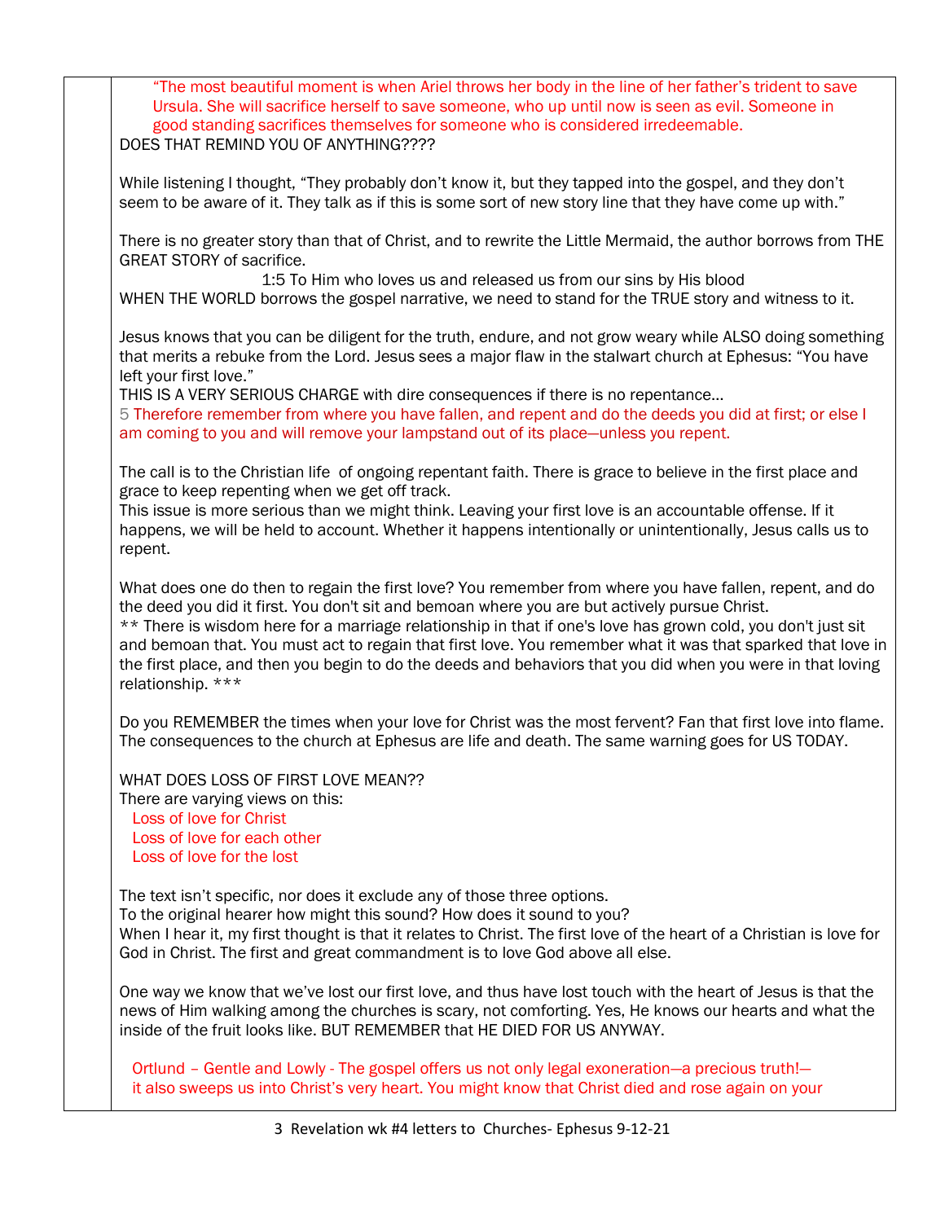"The most beautiful moment is when Ariel throws her body in the line of her father's trident to save Ursula. She will sacrifice herself to save someone, who up until now is seen as evil. Someone in good standing sacrifices themselves for someone who is considered irredeemable.

DOES THAT REMIND YOU OF ANYTHING????

While listening I thought, "They probably don't know it, but they tapped into the gospel, and they don't seem to be aware of it. They talk as if this is some sort of new story line that they have come up with."

There is no greater story than that of Christ, and to rewrite the Little Mermaid, the author borrows from THE GREAT STORY of sacrifice.

1:5 To Him who loves us and released us from our sins by His blood

WHEN THE WORLD borrows the gospel narrative, we need to stand for the TRUE story and witness to it.

Jesus knows that you can be diligent for the truth, endure, and not grow weary while ALSO doing something that merits a rebuke from the Lord. Jesus sees a major flaw in the stalwart church at Ephesus: "You have left your first love."

THIS IS A VERY SERIOUS CHARGE with dire consequences if there is no repentance…

5 Therefore remember from where you have fallen, and repent and do the deeds you did at first; or else I am coming to you and will remove your lampstand out of its place—unless you repent.

The call is to the Christian life of ongoing repentant faith. There is grace to believe in the first place and grace to keep repenting when we get off track.

This issue is more serious than we might think. Leaving your first love is an accountable offense. If it happens, we will be held to account. Whether it happens intentionally or unintentionally, Jesus calls us to repent.

What does one do then to regain the first love? You remember from where you have fallen, repent, and do the deed you did it first. You don't sit and bemoan where you are but actively pursue Christ.

** There is wisdom here for a marriage relationship in that if one's love has grown cold, you don't just sit and bemoan that. You must act to regain that first love. You remember what it was that sparked that love in the first place, and then you begin to do the deeds and behaviors that you did when you were in that loving relationship. ***

Do you REMEMBER the times when your love for Christ was the most fervent? Fan that first love into flame. The consequences to the church at Ephesus are life and death. The same warning goes for US TODAY.

WHAT DOES LOSS OF FIRST LOVE MEAN??

There are varying views on this:

Loss of love for Christ
Loss of love for each other
Loss of love for the lost

The text isn't specific, nor does it exclude any of those three options.

To the original hearer how might this sound? How does it sound to you?

When I hear it, my first thought is that it relates to Christ. The first love of the heart of a Christian is love for God in Christ. The first and great commandment is to love God above all else.

One way we know that we've lost our first love, and thus have lost touch with the heart of Jesus is that the news of Him walking among the churches is scary, not comforting. Yes, He knows our hearts and what the inside of the fruit looks like. BUT REMEMBER that HE DIED FOR US ANYWAY.

Ortlund – Gentle and Lowly - The gospel offers us not only legal exoneration—a precious truth!—it also sweeps us into Christ's very heart. You might know that Christ died and rose again on your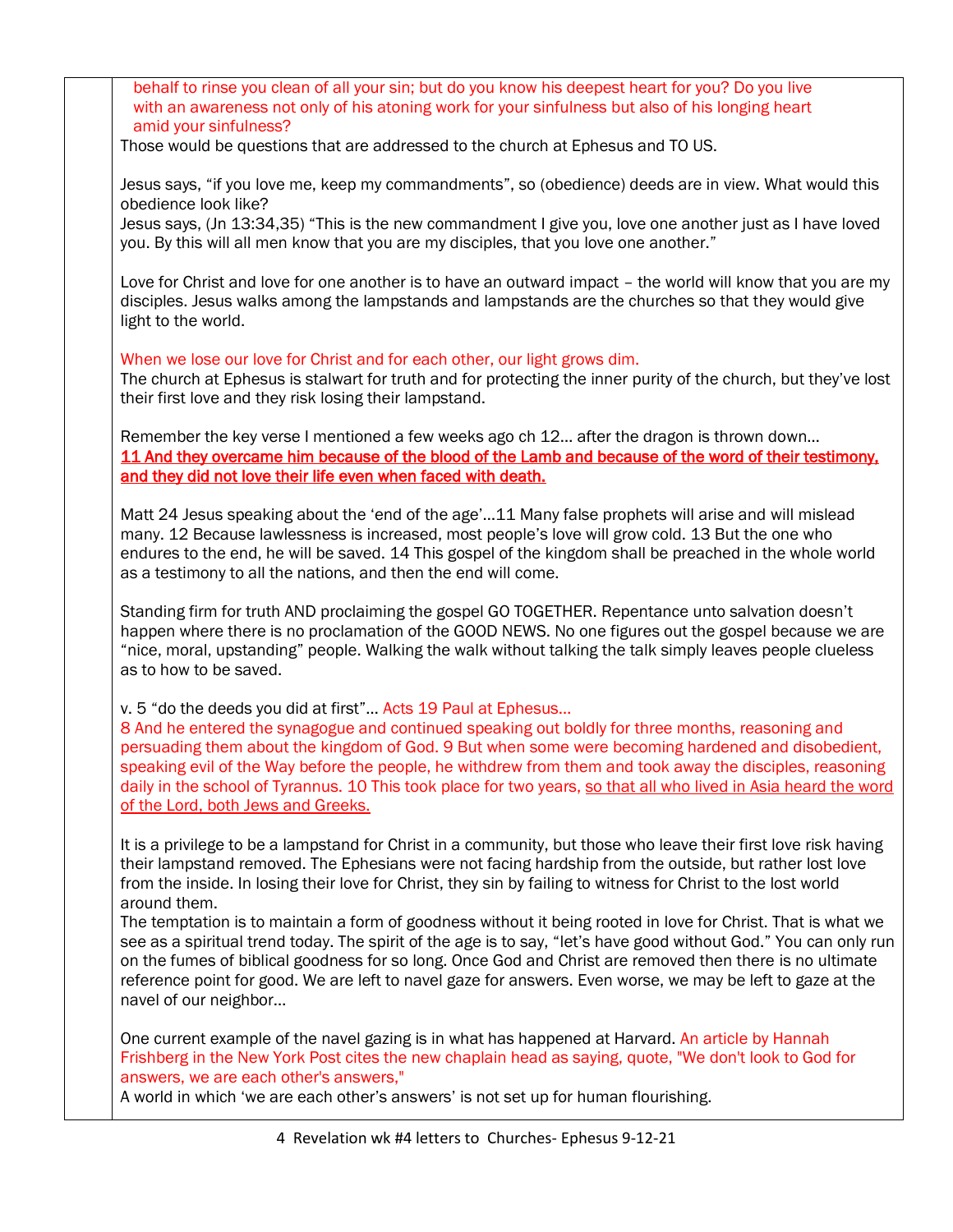behalf to rinse you clean of all your sin; but do you know his deepest heart for you? Do you live with an awareness not only of his atoning work for your sinfulness but also of his longing heart amid your sinfulness?

Those would be questions that are addressed to the church at Ephesus and TO US.

Jesus says, “if you love me, keep my commandments”, so (obedience) deeds are in view. What would this obedience look like?

Jesus says, (Jn 13:34,35) “This is the new commandment I give you, love one another just as I have loved you. By this will all men know that you are my disciples, that you love one another.”

Love for Christ and love for one another is to have an outward impact – the world will know that you are my disciples. Jesus walks among the lampstands and lampstands are the churches so that they would give light to the world.

When we lose our love for Christ and for each other, our light grows dim.

The church at Ephesus is stalwart for truth and for protecting the inner purity of the church, but they’ve lost their first love and they risk losing their lampstand.

Remember the key verse I mentioned a few weeks ago ch 12… after the dragon is thrown down…

**11 And they overcame him because of the blood of the Lamb and because of the word of their testimony, and they did not love their life even when faced with death.**

Matt 24 Jesus speaking about the ‘end of the age’…11 Many false prophets will arise and will mislead many. 12 Because lawlessness is increased, most people’s love will grow cold. 13 But the one who endures to the end, he will be saved. 14 This gospel of the kingdom shall be preached in the whole world as a testimony to all the nations, and then the end will come.

Standing firm for truth AND proclaiming the gospel GO TOGETHER. Repentance unto salvation doesn’t happen where there is no proclamation of the GOOD NEWS. No one figures out the gospel because we are “nice, moral, upstanding” people. Walking the walk without talking the talk simply leaves people clueless as to how to be saved.

v. 5 “do the deeds you did at first”… Acts 19 Paul at Ephesus…

8 And he entered the synagogue and continued speaking out boldly for three months, reasoning and persuading them about the kingdom of God. 9 But when some were becoming hardened and disobedient, speaking evil of the Way before the people, he withdrew from them and took away the disciples, reasoning daily in the school of Tyrannus. 10 This took place for two years, so that all who lived in Asia heard the word of the Lord, both Jews and Greeks.

It is a privilege to be a lampstand for Christ in a community, but those who leave their first love risk having their lampstand removed. The Ephesians were not facing hardship from the outside, but rather lost love from the inside. In losing their love for Christ, they sin by failing to witness for Christ to the lost world around them.

The temptation is to maintain a form of goodness without it being rooted in love for Christ. That is what we see as a spiritual trend today. The spirit of the age is to say, “let’s have good without God.” You can only run on the fumes of biblical goodness for so long. Once God and Christ are removed then there is no ultimate reference point for good. We are left to navel gaze for answers. Even worse, we may be left to gaze at the navel of our neighbor…

One current example of the navel gazing is in what has happened at Harvard. An article by Hannah Frishberg in the New York Post cites the new chaplain head as saying, quote, "We don't look to God for answers, we are each other's answers,"

A world in which ‘we are each other’s answers’ is not set up for human flourishing.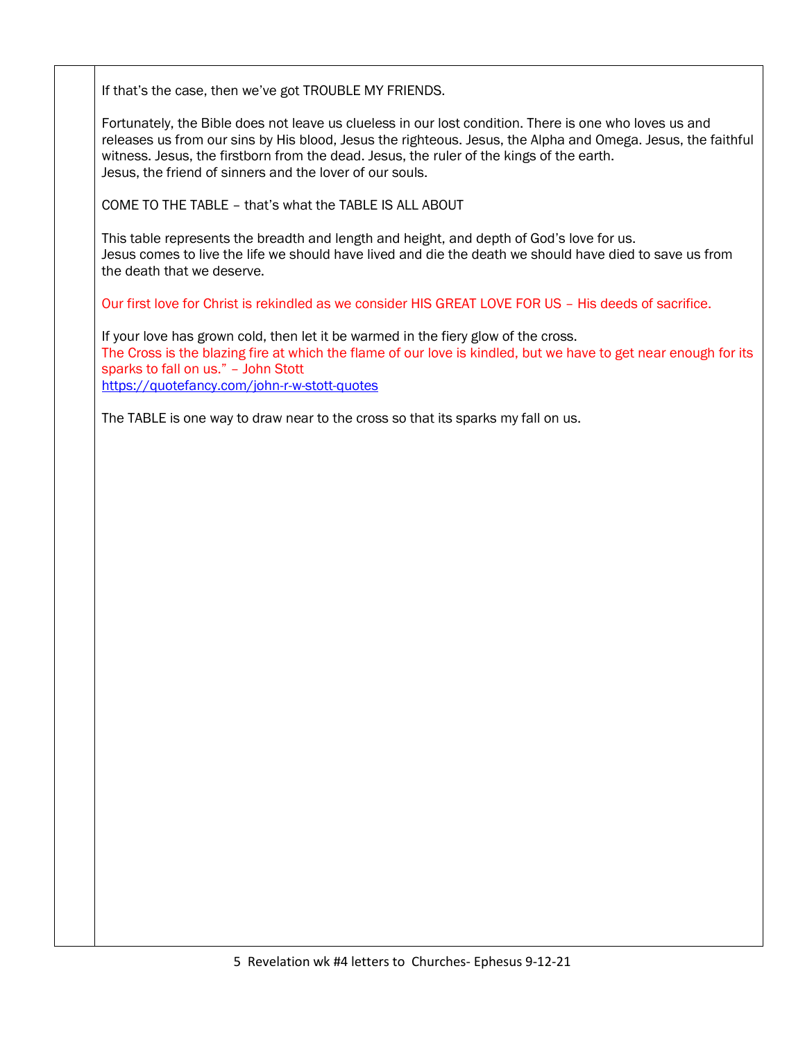If that's the case, then we've got TROUBLE MY FRIENDS.

Fortunately, the Bible does not leave us clueless in our lost condition. There is one who loves us and releases us from our sins by His blood, Jesus the righteous. Jesus, the Alpha and Omega. Jesus, the faithful witness. Jesus, the firstborn from the dead. Jesus, the ruler of the kings of the earth.
Jesus, the friend of sinners and the lover of our souls.

COME TO THE TABLE – that's what the TABLE IS ALL ABOUT

This table represents the breadth and length and height, and depth of God's love for us.
Jesus comes to live the life we should have lived and die the death we should have died to save us from the death that we deserve.

Our first love for Christ is rekindled as we consider HIS GREAT LOVE FOR US – His deeds of sacrifice.

If your love has grown cold, then let it be warmed in the fiery glow of the cross.
The Cross is the blazing fire at which the flame of our love is kindled, but we have to get near enough for its sparks to fall on us." – John Stott
https://quotefancy.com/john-r-w-stott-quotes

The TABLE is one way to draw near to the cross so that its sparks my fall on us.